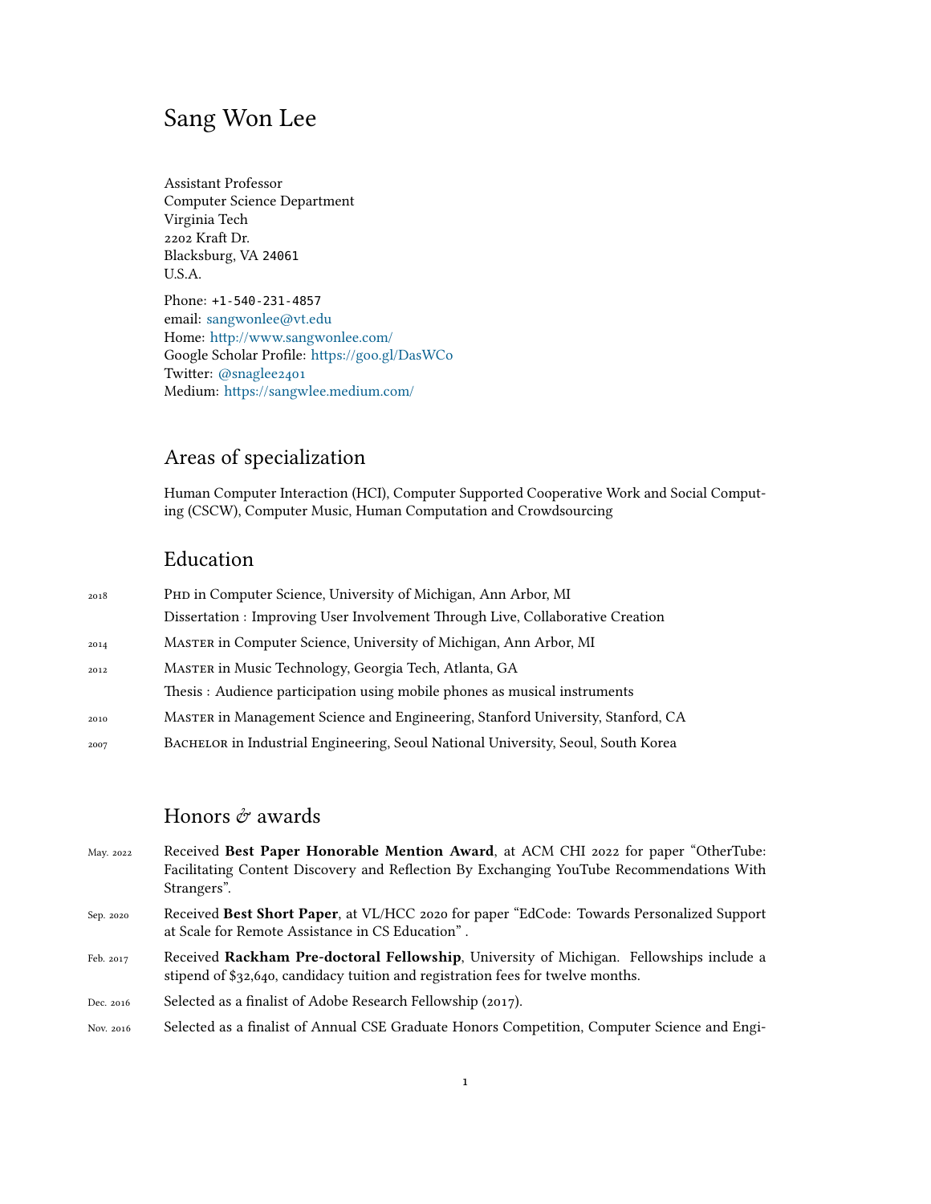# Sang Won Lee

Assistant Professor
Computer Science Department
Virginia Tech
2202 Kraft Dr.
Blacksburg, VA 24061
U.S.A.

Phone: +1-540-231-4857
email: sangwonlee@vt.edu
Home: http://www.sangwonlee.com/
Google Scholar Profile: https://goo.gl/DasWCo
Twitter: @snaglee2401
Medium: https://sangwlee.medium.com/

## Areas of specialization

Human Computer Interaction (HCI), Computer Supported Cooperative Work and Social Computing (CSCW), Computer Music, Human Computation and Crowdsourcing

## Education

2018 PHD in Computer Science, University of Michigan, Ann Arbor, MI
Dissertation : Improving User Involvement Through Live, Collaborative Creation

2014 MASTER in Computer Science, University of Michigan, Ann Arbor, MI

2012 MASTER in Music Technology, Georgia Tech, Atlanta, GA
Thesis : Audience participation using mobile phones as musical instruments

2010 MASTER in Management Science and Engineering, Stanford University, Stanford, CA

2007 BACHELOR in Industrial Engineering, Seoul National University, Seoul, South Korea

## Honors & awards

May. 2022 Received **Best Paper Honorable Mention Award**, at ACM CHI 2022 for paper "OtherTube: Facilitating Content Discovery and Reflection By Exchanging YouTube Recommendations With Strangers".

Sep. 2020 Received **Best Short Paper**, at VL/HCC 2020 for paper "EdCode: Towards Personalized Support at Scale for Remote Assistance in CS Education" .

Feb. 2017 Received **Rackham Pre-doctoral Fellowship**, University of Michigan. Fellowships include a stipend of $32,640, candidacy tuition and registration fees for twelve months.

Dec. 2016 Selected as a finalist of Adobe Research Fellowship (2017).

Nov. 2016 Selected as a finalist of Annual CSE Graduate Honors Competition, Computer Science and Engi-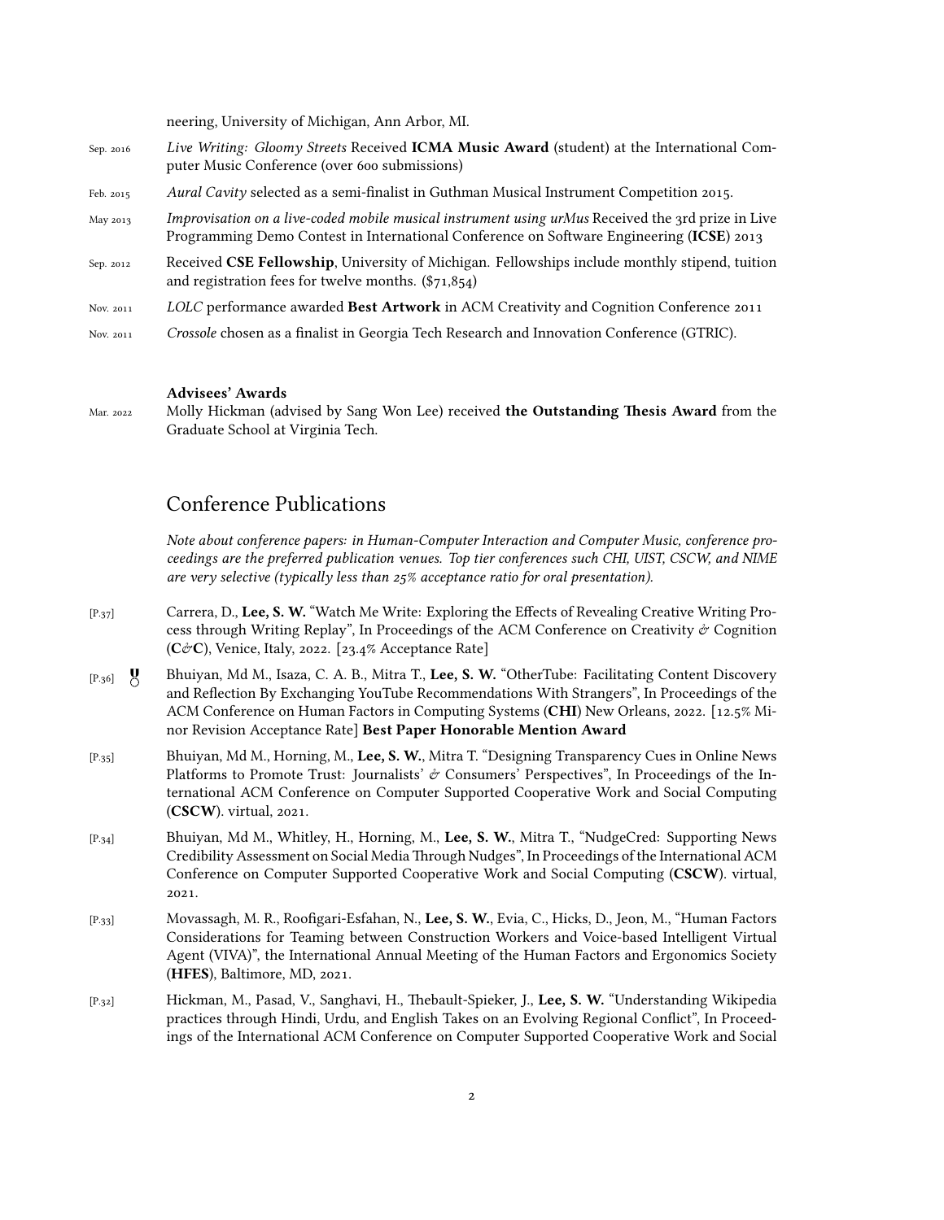neering, University of Michigan, Ann Arbor, MI.

Sep. 2016 — *Live Writing: Gloomy Streets* Received **ICMA Music Award** (student) at the International Computer Music Conference (over 600 submissions)

Feb. 2015 — *Aural Cavity* selected as a semi-finalist in Guthman Musical Instrument Competition 2015.

May 2013 — *Improvisation on a live-coded mobile musical instrument using urMus* Received the 3rd prize in Live Programming Demo Contest in International Conference on Software Engineering (**ICSE**) 2013

Sep. 2012 — Received **CSE Fellowship**, University of Michigan. Fellowships include monthly stipend, tuition and registration fees for twelve months. ($71,854)

Nov. 2011 — *LOLC* performance awarded **Best Artwork** in ACM Creativity and Cognition Conference 2011

Nov. 2011 — *Crossole* chosen as a finalist in Georgia Tech Research and Innovation Conference (GTRIC).

### Advisees' Awards

Mar. 2022 — Molly Hickman (advised by Sang Won Lee) received **the Outstanding Thesis Award** from the Graduate School at Virginia Tech.

## Conference Publications

*Note about conference papers: in Human-Computer Interaction and Computer Music, conference proceedings are the preferred publication venues. Top tier conferences such CHI, UIST, CSCW, and NIME are very selective (typically less than 25% acceptance ratio for oral presentation).*

[P.37] Carrera, D., **Lee, S. W.** "Watch Me Write: Exploring the Effects of Revealing Creative Writing Process through Writing Replay", In Proceedings of the ACM Conference on Creativity & Cognition (**C&C**), Venice, Italy, 2022. [23.4% Acceptance Rate]

[P.36] Bhuiyan, Md M., Isaza, C. A. B., Mitra T., **Lee, S. W.** "OtherTube: Facilitating Content Discovery and Reflection By Exchanging YouTube Recommendations With Strangers", In Proceedings of the ACM Conference on Human Factors in Computing Systems (**CHI**) New Orleans, 2022. [12.5% Minor Revision Acceptance Rate] **Best Paper Honorable Mention Award**

[P.35] Bhuiyan, Md M., Horning, M., **Lee, S. W.**, Mitra T. "Designing Transparency Cues in Online News Platforms to Promote Trust: Journalists' & Consumers' Perspectives", In Proceedings of the International ACM Conference on Computer Supported Cooperative Work and Social Computing (**CSCW**). virtual, 2021.

[P.34] Bhuiyan, Md M., Whitley, H., Horning, M., **Lee, S. W.**, Mitra T., "NudgeCred: Supporting News Credibility Assessment on Social Media Through Nudges", In Proceedings of the International ACM Conference on Computer Supported Cooperative Work and Social Computing (**CSCW**). virtual, 2021.

[P.33] Movassagh, M. R., Roofigari-Esfahan, N., **Lee, S. W.**, Evia, C., Hicks, D., Jeon, M., "Human Factors Considerations for Teaming between Construction Workers and Voice-based Intelligent Virtual Agent (VIVA)", the International Annual Meeting of the Human Factors and Ergonomics Society (**HFES**), Baltimore, MD, 2021.

[P.32] Hickman, M., Pasad, V., Sanghavi, H., Thebault-Spieker, J., **Lee, S. W.** "Understanding Wikipedia practices through Hindi, Urdu, and English Takes on an Evolving Regional Conflict", In Proceedings of the International ACM Conference on Computer Supported Cooperative Work and Social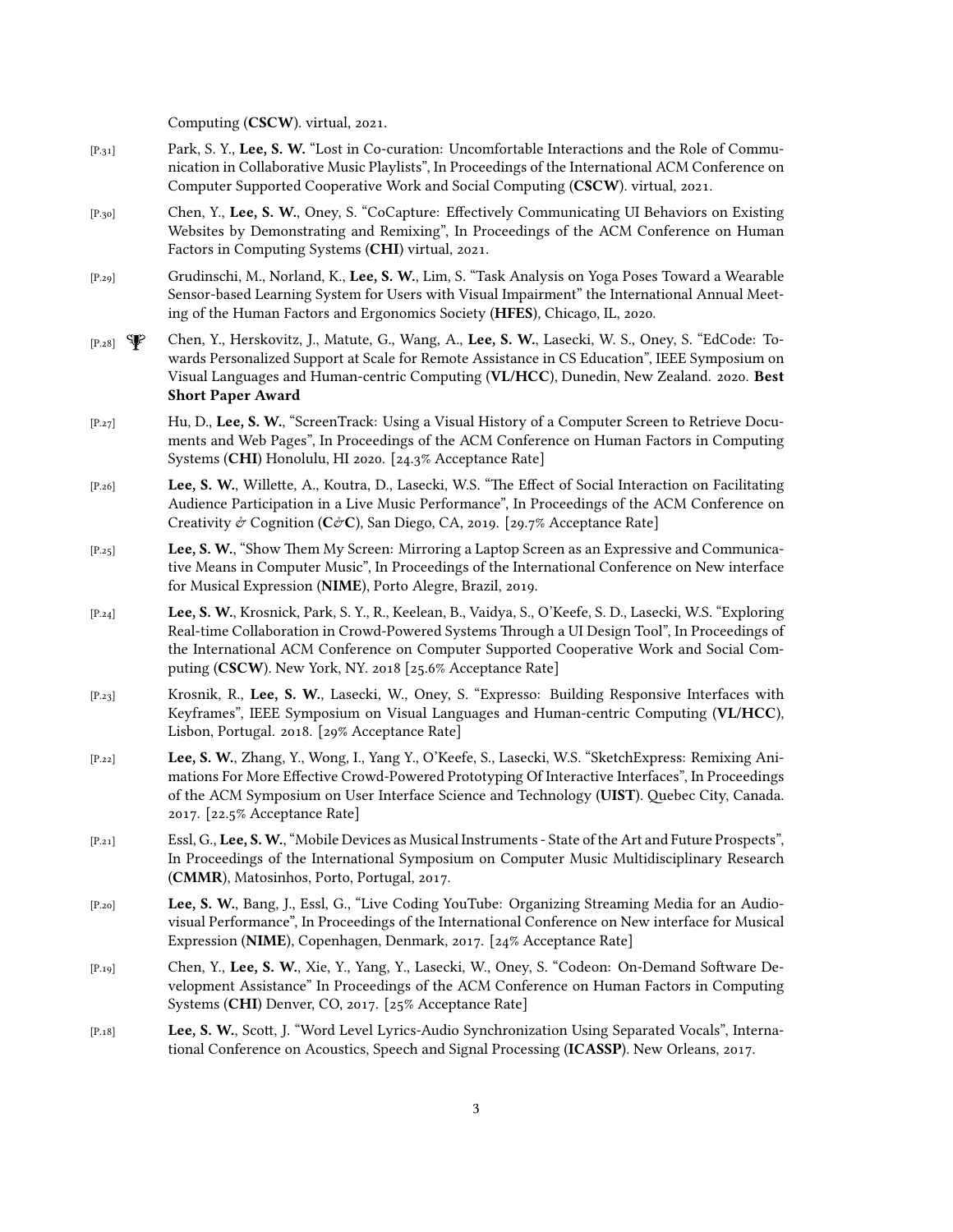Computing (**CSCW**). virtual, 2021.

[P.31] Park, S. Y., **Lee, S. W.** "Lost in Co-curation: Uncomfortable Interactions and the Role of Communication in Collaborative Music Playlists", In Proceedings of the International ACM Conference on Computer Supported Cooperative Work and Social Computing (**CSCW**). virtual, 2021.

[P.30] Chen, Y., **Lee, S. W.**, Oney, S. "CoCapture: Effectively Communicating UI Behaviors on Existing Websites by Demonstrating and Remixing", In Proceedings of the ACM Conference on Human Factors in Computing Systems (**CHI**) virtual, 2021.

[P.29] Grudinschi, M., Norland, K., **Lee, S. W.**, Lim, S. "Task Analysis on Yoga Poses Toward a Wearable Sensor-based Learning System for Users with Visual Impairment" the International Annual Meeting of the Human Factors and Ergonomics Society (**HFES**), Chicago, IL, 2020.

[P.28] 🏆 Chen, Y., Herskovitz, J., Matute, G., Wang, A., **Lee, S. W.**, Lasecki, W. S., Oney, S. "EdCode: Towards Personalized Support at Scale for Remote Assistance in CS Education", IEEE Symposium on Visual Languages and Human-centric Computing (**VL/HCC**), Dunedin, New Zealand. 2020. **Best Short Paper Award**

[P.27] Hu, D., **Lee, S. W.**, "ScreenTrack: Using a Visual History of a Computer Screen to Retrieve Documents and Web Pages", In Proceedings of the ACM Conference on Human Factors in Computing Systems (**CHI**) Honolulu, HI 2020. [24.3% Acceptance Rate]

[P.26] **Lee, S. W.**, Willette, A., Koutra, D., Lasecki, W.S. "The Effect of Social Interaction on Facilitating Audience Participation in a Live Music Performance", In Proceedings of the ACM Conference on Creativity *&* Cognition (**C*&*C**), San Diego, CA, 2019. [29.7% Acceptance Rate]

[P.25] **Lee, S. W.**, "Show Them My Screen: Mirroring a Laptop Screen as an Expressive and Communicative Means in Computer Music", In Proceedings of the International Conference on New interface for Musical Expression (**NIME**), Porto Alegre, Brazil, 2019.

[P.24] **Lee, S. W.**, Krosnick, Park, S. Y., R., Keelean, B., Vaidya, S., O'Keefe, S. D., Lasecki, W.S. "Exploring Real-time Collaboration in Crowd-Powered Systems Through a UI Design Tool", In Proceedings of the International ACM Conference on Computer Supported Cooperative Work and Social Computing (**CSCW**). New York, NY. 2018 [25.6% Acceptance Rate]

[P.23] Krosnik, R., **Lee, S. W.**, Lasecki, W., Oney, S. "Expresso: Building Responsive Interfaces with Keyframes", IEEE Symposium on Visual Languages and Human-centric Computing (**VL/HCC**), Lisbon, Portugal. 2018. [29% Acceptance Rate]

[P.22] **Lee, S. W.**, Zhang, Y., Wong, I., Yang Y., O'Keefe, S., Lasecki, W.S. "SketchExpress: Remixing Animations For More Effective Crowd-Powered Prototyping Of Interactive Interfaces", In Proceedings of the ACM Symposium on User Interface Science and Technology (**UIST**). Quebec City, Canada. 2017. [22.5% Acceptance Rate]

[P.21] Essl, G., **Lee, S. W.**, "Mobile Devices as Musical Instruments - State of the Art and Future Prospects", In Proceedings of the International Symposium on Computer Music Multidisciplinary Research (**CMMR**), Matosinhos, Porto, Portugal, 2017.

[P.20] **Lee, S. W.**, Bang, J., Essl, G., "Live Coding YouTube: Organizing Streaming Media for an Audiovisual Performance", In Proceedings of the International Conference on New interface for Musical Expression (**NIME**), Copenhagen, Denmark, 2017. [24% Acceptance Rate]

[P.19] Chen, Y., **Lee, S. W.**, Xie, Y., Yang, Y., Lasecki, W., Oney, S. "Codeon: On-Demand Software Development Assistance" In Proceedings of the ACM Conference on Human Factors in Computing Systems (**CHI**) Denver, CO, 2017. [25% Acceptance Rate]

[P.18] **Lee, S. W.**, Scott, J. "Word Level Lyrics-Audio Synchronization Using Separated Vocals", International Conference on Acoustics, Speech and Signal Processing (**ICASSP**). New Orleans, 2017.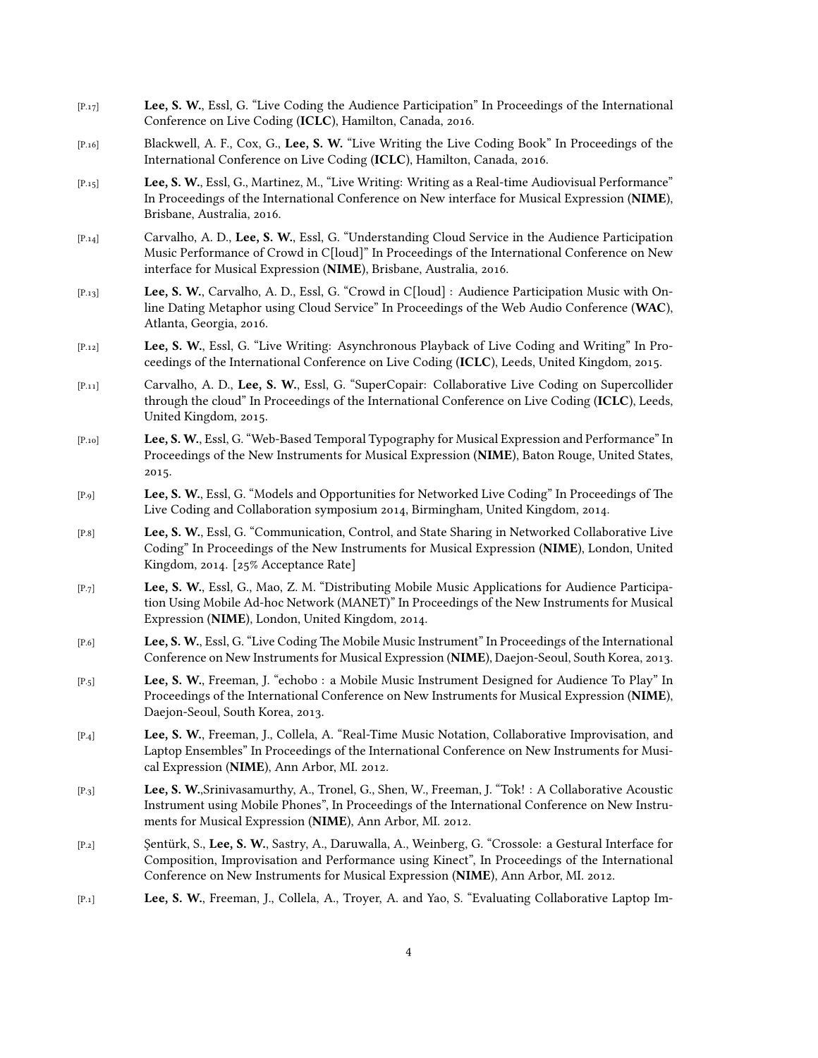[P.17] **Lee, S. W.**, Essl, G. "Live Coding the Audience Participation" In Proceedings of the International Conference on Live Coding (**ICLC**), Hamilton, Canada, 2016.

[P.16] Blackwell, A. F., Cox, G., **Lee, S. W.** "Live Writing the Live Coding Book" In Proceedings of the International Conference on Live Coding (**ICLC**), Hamilton, Canada, 2016.

[P.15] **Lee, S. W.**, Essl, G., Martinez, M., "Live Writing: Writing as a Real-time Audiovisual Performance" In Proceedings of the International Conference on New interface for Musical Expression (**NIME**), Brisbane, Australia, 2016.

[P.14] Carvalho, A. D., **Lee, S. W.**, Essl, G. "Understanding Cloud Service in the Audience Participation Music Performance of Crowd in C[loud]" In Proceedings of the International Conference on New interface for Musical Expression (**NIME**), Brisbane, Australia, 2016.

[P.13] **Lee, S. W.**, Carvalho, A. D., Essl, G. "Crowd in C[loud] : Audience Participation Music with Online Dating Metaphor using Cloud Service" In Proceedings of the Web Audio Conference (**WAC**), Atlanta, Georgia, 2016.

[P.12] **Lee, S. W.**, Essl, G. "Live Writing: Asynchronous Playback of Live Coding and Writing" In Proceedings of the International Conference on Live Coding (**ICLC**), Leeds, United Kingdom, 2015.

[P.11] Carvalho, A. D., **Lee, S. W.**, Essl, G. "SuperCopair: Collaborative Live Coding on Supercollider through the cloud" In Proceedings of the International Conference on Live Coding (**ICLC**), Leeds, United Kingdom, 2015.

[P.10] **Lee, S. W.**, Essl, G. "Web-Based Temporal Typography for Musical Expression and Performance" In Proceedings of the New Instruments for Musical Expression (**NIME**), Baton Rouge, United States, 2015.

[P.9] **Lee, S. W.**, Essl, G. "Models and Opportunities for Networked Live Coding" In Proceedings of The Live Coding and Collaboration symposium 2014, Birmingham, United Kingdom, 2014.

[P.8] **Lee, S. W.**, Essl, G. "Communication, Control, and State Sharing in Networked Collaborative Live Coding" In Proceedings of the New Instruments for Musical Expression (**NIME**), London, United Kingdom, 2014. [25% Acceptance Rate]

[P.7] **Lee, S. W.**, Essl, G., Mao, Z. M. "Distributing Mobile Music Applications for Audience Participation Using Mobile Ad-hoc Network (MANET)" In Proceedings of the New Instruments for Musical Expression (**NIME**), London, United Kingdom, 2014.

[P.6] **Lee, S. W.**, Essl, G. "Live Coding The Mobile Music Instrument" In Proceedings of the International Conference on New Instruments for Musical Expression (**NIME**), Daejon-Seoul, South Korea, 2013.

[P.5] **Lee, S. W.**, Freeman, J. "echobo : a Mobile Music Instrument Designed for Audience To Play" In Proceedings of the International Conference on New Instruments for Musical Expression (**NIME**), Daejon-Seoul, South Korea, 2013.

[P.4] **Lee, S. W.**, Freeman, J., Collela, A. "Real-Time Music Notation, Collaborative Improvisation, and Laptop Ensembles" In Proceedings of the International Conference on New Instruments for Musical Expression (**NIME**), Ann Arbor, MI. 2012.

[P.3] **Lee, S. W.**,Srinivasamurthy, A., Tronel, G., Shen, W., Freeman, J. "Tok! : A Collaborative Acoustic Instrument using Mobile Phones", In Proceedings of the International Conference on New Instruments for Musical Expression (**NIME**), Ann Arbor, MI. 2012.

[P.2] Şentürk, S., **Lee, S. W.**, Sastry, A., Daruwalla, A., Weinberg, G. "Crossole: a Gestural Interface for Composition, Improvisation and Performance using Kinect", In Proceedings of the International Conference on New Instruments for Musical Expression (**NIME**), Ann Arbor, MI. 2012.

[P.1] **Lee, S. W.**, Freeman, J., Collela, A., Troyer, A. and Yao, S. "Evaluating Collaborative Laptop Im-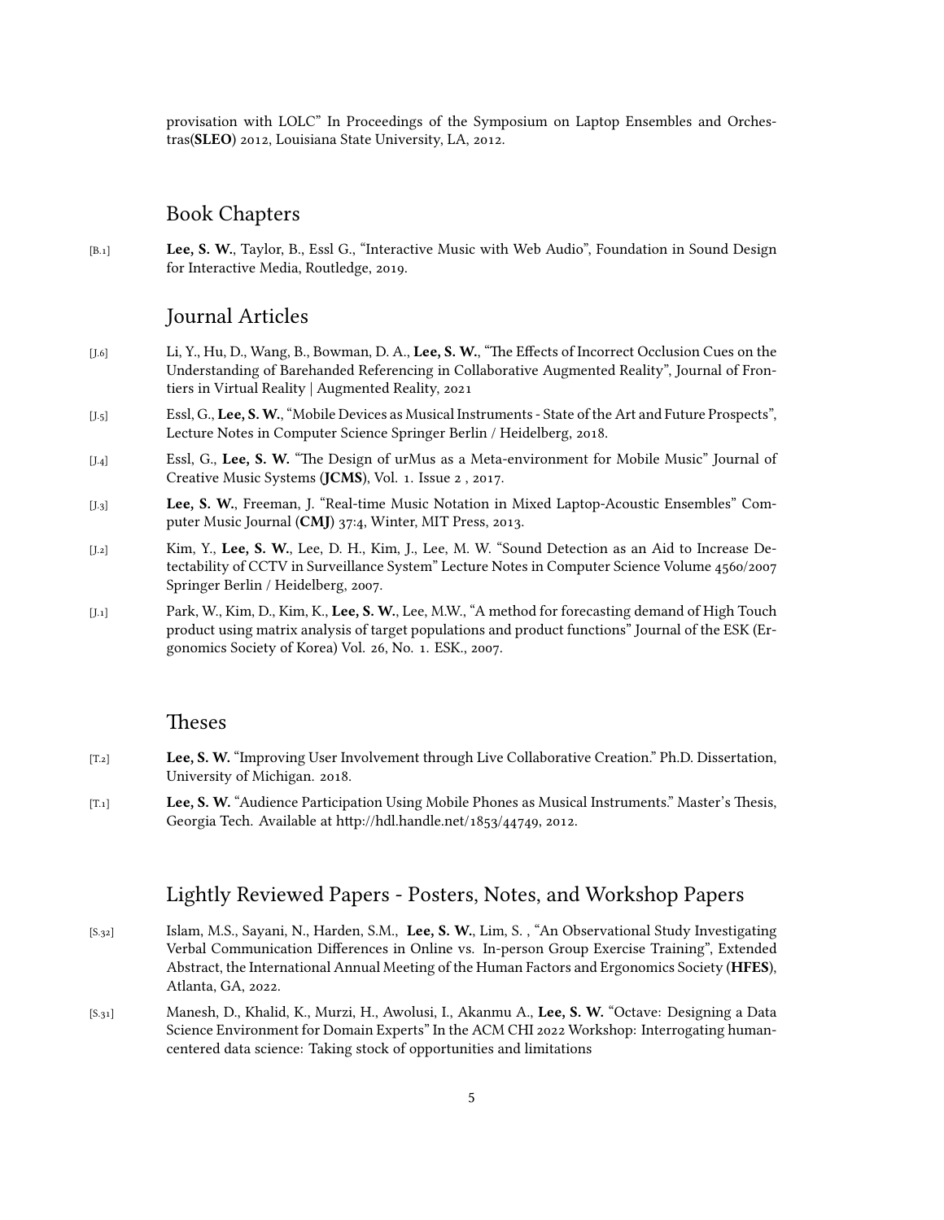provisation with LOLC" In Proceedings of the Symposium on Laptop Ensembles and Orchestras(**SLEO**) 2012, Louisiana State University, LA, 2012.

## Book Chapters

[B.1] **Lee, S. W.**, Taylor, B., Essl G., "Interactive Music with Web Audio", Foundation in Sound Design for Interactive Media, Routledge, 2019.

## Journal Articles

[J.6] Li, Y., Hu, D., Wang, B., Bowman, D. A., **Lee, S. W.**, "The Effects of Incorrect Occlusion Cues on the Understanding of Barehanded Referencing in Collaborative Augmented Reality", Journal of Frontiers in Virtual Reality | Augmented Reality, 2021

[J.5] Essl, G., **Lee, S. W.**, "Mobile Devices as Musical Instruments - State of the Art and Future Prospects", Lecture Notes in Computer Science Springer Berlin / Heidelberg, 2018.

[J.4] Essl, G., **Lee, S. W.** "The Design of urMus as a Meta-environment for Mobile Music" Journal of Creative Music Systems (**JCMS**), Vol. 1. Issue 2 , 2017.

[J.3] **Lee, S. W.**, Freeman, J. "Real-time Music Notation in Mixed Laptop-Acoustic Ensembles" Computer Music Journal (**CMJ**) 37:4, Winter, MIT Press, 2013.

[J.2] Kim, Y., **Lee, S. W.**, Lee, D. H., Kim, J., Lee, M. W. "Sound Detection as an Aid to Increase Detectability of CCTV in Surveillance System" Lecture Notes in Computer Science Volume 4560/2007 Springer Berlin / Heidelberg, 2007.

[J.1] Park, W., Kim, D., Kim, K., **Lee, S. W.**, Lee, M.W., "A method for forecasting demand of High Touch product using matrix analysis of target populations and product functions" Journal of the ESK (Ergonomics Society of Korea) Vol. 26, No. 1. ESK., 2007.

## Theses

[T.2] **Lee, S. W.** "Improving User Involvement through Live Collaborative Creation." Ph.D. Dissertation, University of Michigan. 2018.

[T.1] **Lee, S. W.** "Audience Participation Using Mobile Phones as Musical Instruments." Master's Thesis, Georgia Tech. Available at http://hdl.handle.net/1853/44749, 2012.

## Lightly Reviewed Papers - Posters, Notes, and Workshop Papers

[S.32] Islam, M.S., Sayani, N., Harden, S.M., **Lee, S. W.**, Lim, S. , "An Observational Study Investigating Verbal Communication Differences in Online vs. In-person Group Exercise Training", Extended Abstract, the International Annual Meeting of the Human Factors and Ergonomics Society (**HFES**), Atlanta, GA, 2022.

[S.31] Manesh, D., Khalid, K., Murzi, H., Awolusi, I., Akanmu A., **Lee, S. W.** "Octave: Designing a Data Science Environment for Domain Experts" In the ACM CHI 2022 Workshop: Interrogating human-centered data science: Taking stock of opportunities and limitations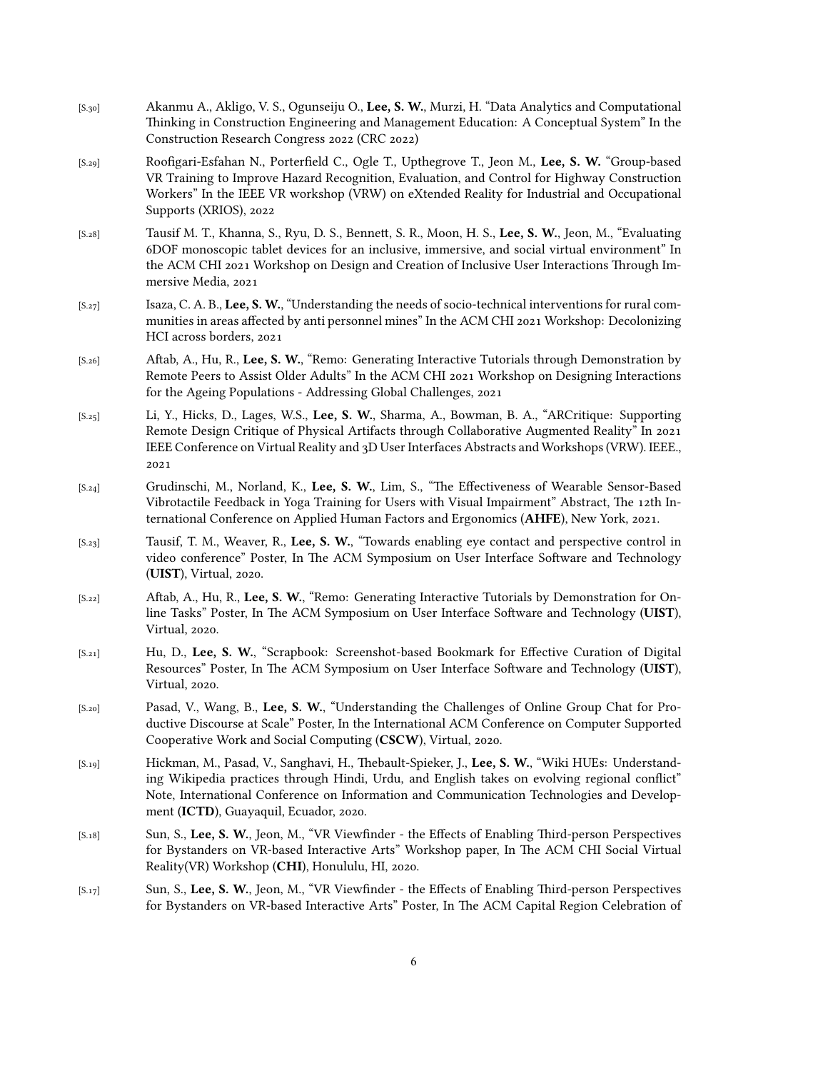[S.30] Akanmu A., Akligo, V. S., Ogunseiju O., **Lee, S. W.**, Murzi, H. "Data Analytics and Computational Thinking in Construction Engineering and Management Education: A Conceptual System" In the Construction Research Congress 2022 (CRC 2022)

[S.29] Roofigari-Esfahan N., Porterfield C., Ogle T., Upthegrove T., Jeon M., **Lee, S. W.** "Group-based VR Training to Improve Hazard Recognition, Evaluation, and Control for Highway Construction Workers" In the IEEE VR workshop (VRW) on eXtended Reality for Industrial and Occupational Supports (XRIOS), 2022

[S.28] Tausif M. T., Khanna, S., Ryu, D. S., Bennett, S. R., Moon, H. S., **Lee, S. W.**, Jeon, M., "Evaluating 6DOF monoscopic tablet devices for an inclusive, immersive, and social virtual environment" In the ACM CHI 2021 Workshop on Design and Creation of Inclusive User Interactions Through Immersive Media, 2021

[S.27] Isaza, C. A. B., **Lee, S. W.**, "Understanding the needs of socio-technical interventions for rural communities in areas affected by anti personnel mines" In the ACM CHI 2021 Workshop: Decolonizing HCI across borders, 2021

[S.26] Aftab, A., Hu, R., **Lee, S. W.**, "Remo: Generating Interactive Tutorials through Demonstration by Remote Peers to Assist Older Adults" In the ACM CHI 2021 Workshop on Designing Interactions for the Ageing Populations - Addressing Global Challenges, 2021

[S.25] Li, Y., Hicks, D., Lages, W.S., **Lee, S. W.**, Sharma, A., Bowman, B. A., "ARCritique: Supporting Remote Design Critique of Physical Artifacts through Collaborative Augmented Reality" In 2021 IEEE Conference on Virtual Reality and 3D User Interfaces Abstracts and Workshops (VRW). IEEE., 2021

[S.24] Grudinschi, M., Norland, K., **Lee, S. W.**, Lim, S., "The Effectiveness of Wearable Sensor-Based Vibrotactile Feedback in Yoga Training for Users with Visual Impairment" Abstract, The 12th International Conference on Applied Human Factors and Ergonomics (**AHFE**), New York, 2021.

[S.23] Tausif, T. M., Weaver, R., **Lee, S. W.**, "Towards enabling eye contact and perspective control in video conference" Poster, In The ACM Symposium on User Interface Software and Technology (**UIST**), Virtual, 2020.

[S.22] Aftab, A., Hu, R., **Lee, S. W.**, "Remo: Generating Interactive Tutorials by Demonstration for Online Tasks" Poster, In The ACM Symposium on User Interface Software and Technology (**UIST**), Virtual, 2020.

[S.21] Hu, D., **Lee, S. W.**, "Scrapbook: Screenshot-based Bookmark for Effective Curation of Digital Resources" Poster, In The ACM Symposium on User Interface Software and Technology (**UIST**), Virtual, 2020.

[S.20] Pasad, V., Wang, B., **Lee, S. W.**, "Understanding the Challenges of Online Group Chat for Productive Discourse at Scale" Poster, In the International ACM Conference on Computer Supported Cooperative Work and Social Computing (**CSCW**), Virtual, 2020.

[S.19] Hickman, M., Pasad, V., Sanghavi, H., Thebault-Spieker, J., **Lee, S. W.**, "Wiki HUEs: Understanding Wikipedia practices through Hindi, Urdu, and English takes on evolving regional conflict" Note, International Conference on Information and Communication Technologies and Development (**ICTD**), Guayaquil, Ecuador, 2020.

[S.18] Sun, S., **Lee, S. W.**, Jeon, M., "VR Viewfinder - the Effects of Enabling Third-person Perspectives for Bystanders on VR-based Interactive Arts" Workshop paper, In The ACM CHI Social Virtual Reality(VR) Workshop (**CHI**), Honululu, HI, 2020.

[S.17] Sun, S., **Lee, S. W.**, Jeon, M., "VR Viewfinder - the Effects of Enabling Third-person Perspectives for Bystanders on VR-based Interactive Arts" Poster, In The ACM Capital Region Celebration of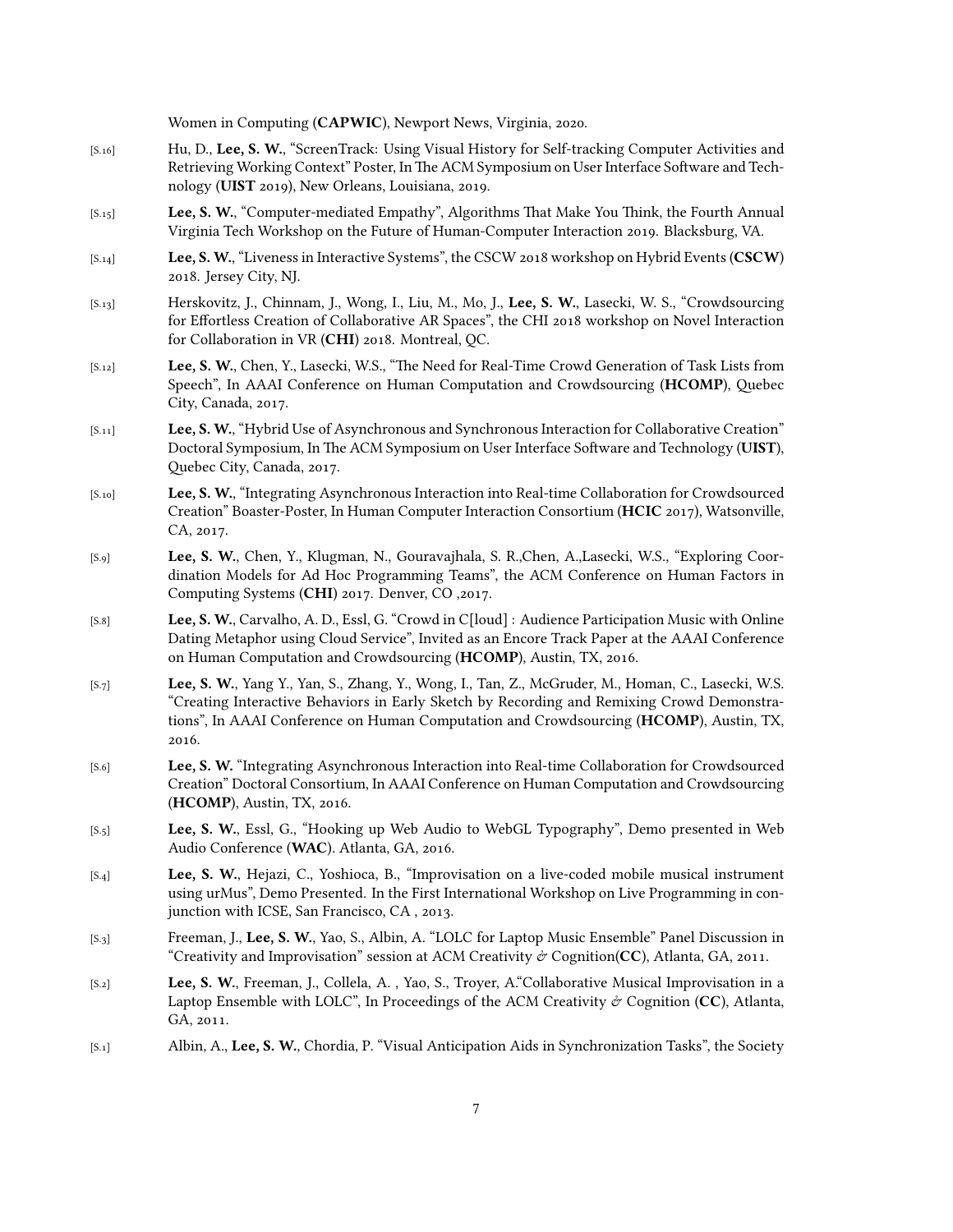Women in Computing (**CAPWIC**), Newport News, Virginia, 2020.

[S.16] Hu, D., **Lee, S. W.**, "ScreenTrack: Using Visual History for Self-tracking Computer Activities and Retrieving Working Context" Poster, In The ACM Symposium on User Interface Software and Technology (**UIST** 2019), New Orleans, Louisiana, 2019.

[S.15] **Lee, S. W.**, "Computer-mediated Empathy", Algorithms That Make You Think, the Fourth Annual Virginia Tech Workshop on the Future of Human-Computer Interaction 2019. Blacksburg, VA.

[S.14] **Lee, S. W.**, "Liveness in Interactive Systems", the CSCW 2018 workshop on Hybrid Events (**CSCW**) 2018. Jersey City, NJ.

[S.13] Herskovitz, J., Chinnam, J., Wong, I., Liu, M., Mo, J., **Lee, S. W.**, Lasecki, W. S., "Crowdsourcing for Effortless Creation of Collaborative AR Spaces", the CHI 2018 workshop on Novel Interaction for Collaboration in VR (**CHI**) 2018. Montreal, QC.

[S.12] **Lee, S. W.**, Chen, Y., Lasecki, W.S., "The Need for Real-Time Crowd Generation of Task Lists from Speech", In AAAI Conference on Human Computation and Crowdsourcing (**HCOMP**), Quebec City, Canada, 2017.

[S.11] **Lee, S. W.**, "Hybrid Use of Asynchronous and Synchronous Interaction for Collaborative Creation" Doctoral Symposium, In The ACM Symposium on User Interface Software and Technology (**UIST**), Quebec City, Canada, 2017.

[S.10] **Lee, S. W.**, "Integrating Asynchronous Interaction into Real-time Collaboration for Crowdsourced Creation" Boaster-Poster, In Human Computer Interaction Consortium (**HCIC** 2017), Watsonville, CA, 2017.

[S.9] **Lee, S. W.**, Chen, Y., Klugman, N., Gouravajhala, S. R.,Chen, A.,Lasecki, W.S., "Exploring Coordination Models for Ad Hoc Programming Teams", the ACM Conference on Human Factors in Computing Systems (**CHI**) 2017. Denver, CO ,2017.

[S.8] **Lee, S. W.**, Carvalho, A. D., Essl, G. "Crowd in C[loud] : Audience Participation Music with Online Dating Metaphor using Cloud Service", Invited as an Encore Track Paper at the AAAI Conference on Human Computation and Crowdsourcing (**HCOMP**), Austin, TX, 2016.

[S.7] **Lee, S. W.**, Yang Y., Yan, S., Zhang, Y., Wong, I., Tan, Z., McGruder, M., Homan, C., Lasecki, W.S. "Creating Interactive Behaviors in Early Sketch by Recording and Remixing Crowd Demonstrations", In AAAI Conference on Human Computation and Crowdsourcing (**HCOMP**), Austin, TX, 2016.

[S.6] **Lee, S. W.** "Integrating Asynchronous Interaction into Real-time Collaboration for Crowdsourced Creation" Doctoral Consortium, In AAAI Conference on Human Computation and Crowdsourcing (**HCOMP**), Austin, TX, 2016.

[S.5] **Lee, S. W.**, Essl, G., "Hooking up Web Audio to WebGL Typography", Demo presented in Web Audio Conference (**WAC**). Atlanta, GA, 2016.

[S.4] **Lee, S. W.**, Hejazi, C., Yoshioca, B., "Improvisation on a live-coded mobile musical instrument using urMus", Demo Presented. In the First International Workshop on Live Programming in conjunction with ICSE, San Francisco, CA , 2013.

[S.3] Freeman, J., **Lee, S. W.**, Yao, S., Albin, A. "LOLC for Laptop Music Ensemble" Panel Discussion in "Creativity and Improvisation" session at ACM Creativity *&* Cognition(**CC**), Atlanta, GA, 2011.

[S.2] **Lee, S. W.**, Freeman, J., Collela, A. , Yao, S., Troyer, A."Collaborative Musical Improvisation in a Laptop Ensemble with LOLC", In Proceedings of the ACM Creativity *&* Cognition (**CC**), Atlanta, GA, 2011.

[S.1] Albin, A., **Lee, S. W.**, Chordia, P. "Visual Anticipation Aids in Synchronization Tasks", the Society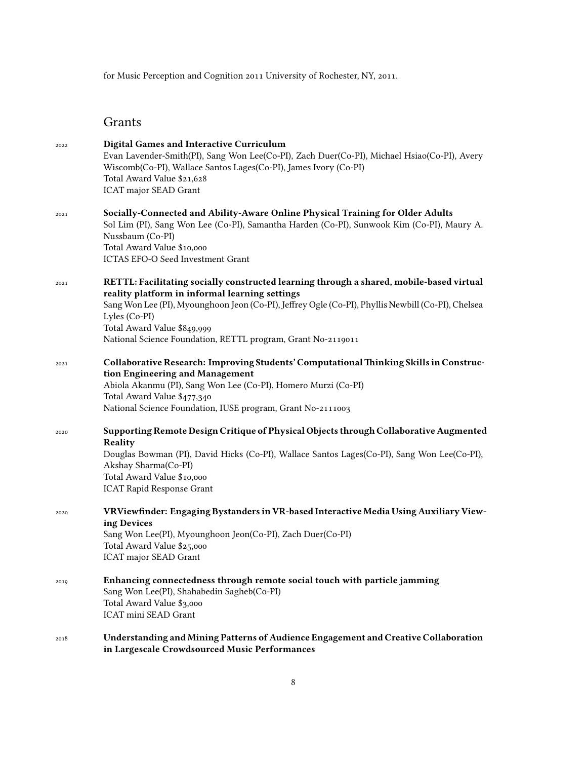for Music Perception and Cognition 2011 University of Rochester, NY, 2011.

## Grants

2022 **Digital Games and Interactive Curriculum**
Evan Lavender-Smith(PI), Sang Won Lee(Co-PI), Zach Duer(Co-PI), Michael Hsiao(Co-PI), Avery Wiscomb(Co-PI), Wallace Santos Lages(Co-PI), James Ivory (Co-PI)
Total Award Value $21,628
ICAT major SEAD Grant

2021 **Socially-Connected and Ability-Aware Online Physical Training for Older Adults**
Sol Lim (PI), Sang Won Lee (Co-PI), Samantha Harden (Co-PI), Sunwook Kim (Co-PI), Maury A. Nussbaum (Co-PI)
Total Award Value $10,000
ICTAS EFO-O Seed Investment Grant

2021 **RETTL: Facilitating socially constructed learning through a shared, mobile-based virtual reality platform in informal learning settings**
Sang Won Lee (PI), Myounghoon Jeon (Co-PI), Jeffrey Ogle (Co-PI), Phyllis Newbill (Co-PI), Chelsea Lyles (Co-PI)
Total Award Value $849,999
National Science Foundation, RETTL program, Grant No-2119011

2021 **Collaborative Research: Improving Students' Computational Thinking Skills in Construction Engineering and Management**
Abiola Akanmu (PI), Sang Won Lee (Co-PI), Homero Murzi (Co-PI)
Total Award Value $477,340
National Science Foundation, IUSE program, Grant No-2111003

2020 **Supporting Remote Design Critique of Physical Objects through Collaborative Augmented Reality**
Douglas Bowman (PI), David Hicks (Co-PI), Wallace Santos Lages(Co-PI), Sang Won Lee(Co-PI), Akshay Sharma(Co-PI)
Total Award Value $10,000
ICAT Rapid Response Grant

2020 **VRViewfinder: Engaging Bystanders in VR-based Interactive Media Using Auxiliary Viewing Devices**
Sang Won Lee(PI), Myounghoon Jeon(Co-PI), Zach Duer(Co-PI)
Total Award Value $25,000
ICAT major SEAD Grant

2019 **Enhancing connectedness through remote social touch with particle jamming**
Sang Won Lee(PI), Shahabedin Sagheb(Co-PI)
Total Award Value $3,000
ICAT mini SEAD Grant

2018 **Understanding and Mining Patterns of Audience Engagement and Creative Collaboration in Largescale Crowdsourced Music Performances**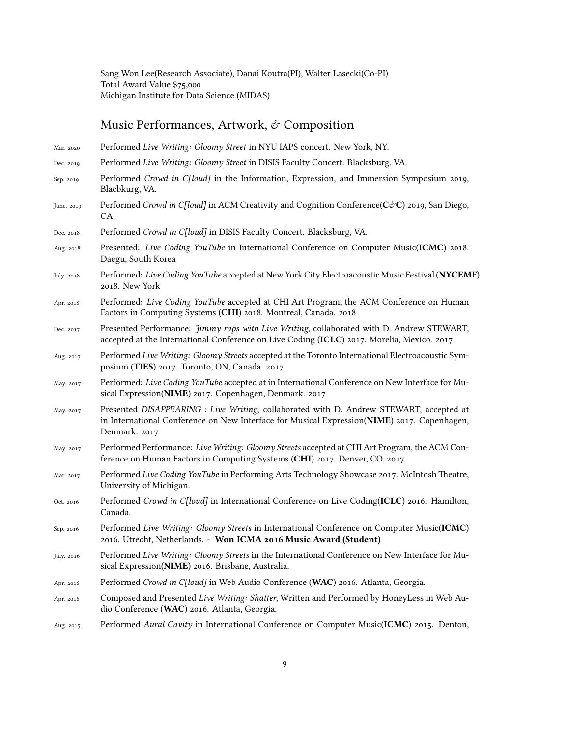Sang Won Lee(Research Associate), Danai Koutra(PI), Walter Lasecki(Co-PI)
Total Award Value $75,000
Michigan Institute for Data Science (MIDAS)

## Music Performances, Artwork, & Composition

Mar. 2020 Performed *Live Writing: Gloomy Street* in NYU IAPS concert. New York, NY.

Dec. 2019 Performed *Live Writing: Gloomy Street* in DISIS Faculty Concert. Blacksburg, VA.

Sep. 2019 Performed *Crowd in C[loud]* in the Information, Expression, and Immersion Symposium 2019, Blacbkurg, VA.

June. 2019 Performed *Crowd in C[loud]* in ACM Creativity and Cognition Conference(**C&C**) 2019, San Diego, CA.

Dec. 2018 Performed *Crowd in C[loud]* in DISIS Faculty Concert. Blacksburg, VA.

Aug. 2018 Presented: *Live Coding YouTube* in International Conference on Computer Music(**ICMC**) 2018. Daegu, South Korea

July. 2018 Performed: *Live Coding YouTube* accepted at New York City Electroacoustic Music Festival (**NYCEMF**) 2018. New York

Apr. 2018 Performed: *Live Coding YouTube* accepted at CHI Art Program, the ACM Conference on Human Factors in Computing Systems (**CHI**) 2018. Montreal, Canada. 2018

Dec. 2017 Presented Performance: *Jimmy raps with Live Writing*, collaborated with D. Andrew STEWART, accepted at the International Conference on Live Coding (**ICLC**) 2017. Morelia, Mexico. 2017

Aug. 2017 Performed *Live Writing: Gloomy Streets* accepted at the Toronto International Electroacoustic Symposium (**TIES**) 2017. Toronto, ON, Canada. 2017

May. 2017 Performed: *Live Coding YouTube* accepted at in International Conference on New Interface for Musical Expression(**NIME**) 2017. Copenhagen, Denmark. 2017

May. 2017 Presented *DISAPPEARING : Live Writing*, collaborated with D. Andrew STEWART, accepted at in International Conference on New Interface for Musical Expression(**NIME**) 2017. Copenhagen, Denmark. 2017

May. 2017 Performed Performance: *Live Writing: Gloomy Streets* accepted at CHI Art Program, the ACM Conference on Human Factors in Computing Systems (**CHI**) 2017. Denver, CO. 2017

Mar. 2017 Performed *Live Coding YouTube* in Performing Arts Technology Showcase 2017. McIntosh Theatre, University of Michigan.

Oct. 2016 Performed *Crowd in C[loud]* in International Conference on Live Coding(**ICLC**) 2016. Hamilton, Canada.

Sep. 2016 Performed *Live Writing: Gloomy Streets* in International Conference on Computer Music(**ICMC**) 2016. Utrecht, Netherlands. - **Won ICMA 2016 Music Award (Student)**

July. 2016 Performed *Live Writing: Gloomy Streets* in the International Conference on New Interface for Musical Expression(**NIME**) 2016. Brisbane, Australia.

Apr. 2016 Performed *Crowd in C[loud]* in Web Audio Conference (**WAC**) 2016. Atlanta, Georgia.

Apr. 2016 Composed and Presented *Live Writing: Shatter*, Written and Performed by HoneyLess in Web Audio Conference (**WAC**) 2016. Atlanta, Georgia.

Aug. 2015 Performed *Aural Cavity* in International Conference on Computer Music(**ICMC**) 2015. Denton,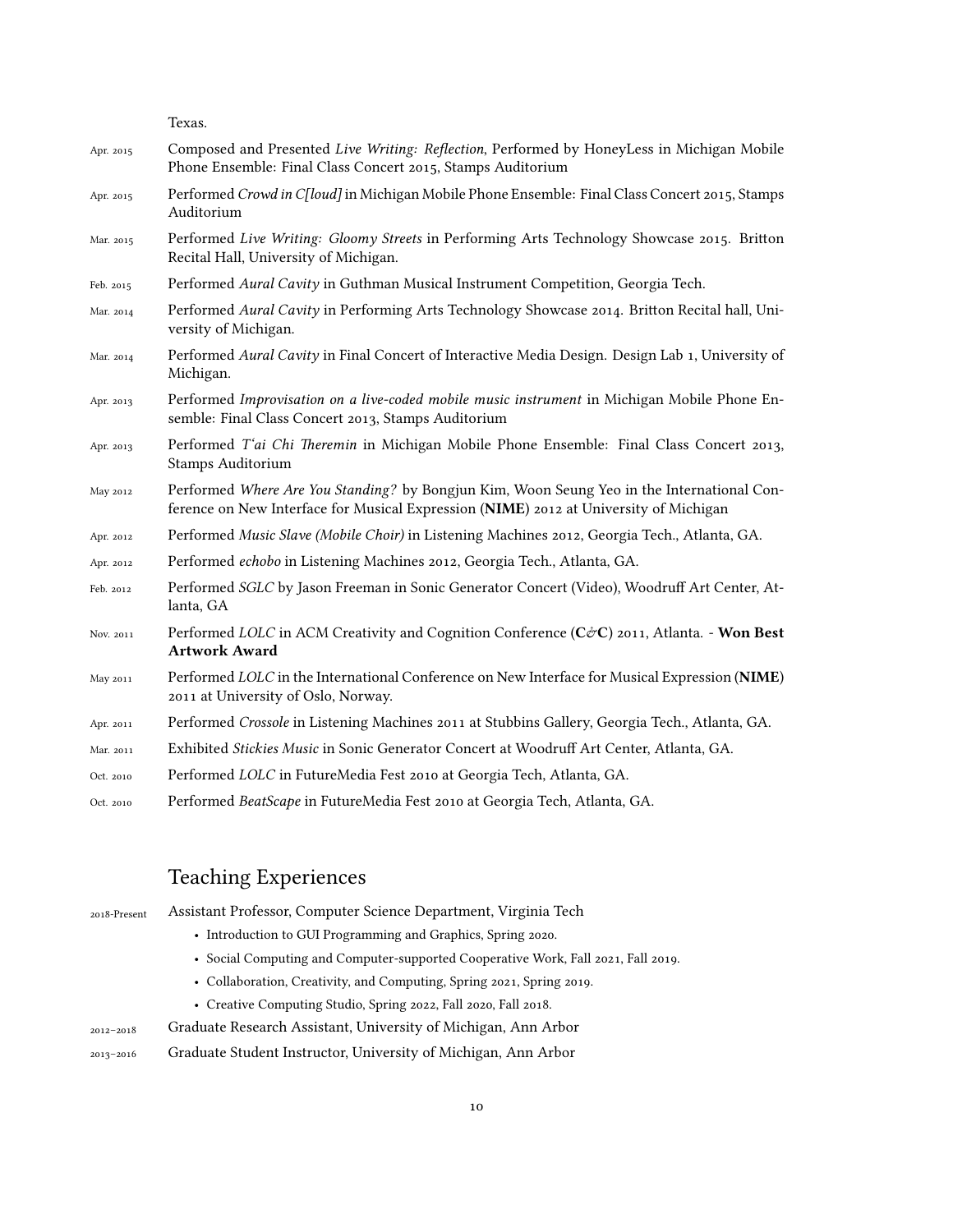Texas.

Apr. 2015 Composed and Presented *Live Writing: Reflection*, Performed by HoneyLess in Michigan Mobile Phone Ensemble: Final Class Concert 2015, Stamps Auditorium

Apr. 2015 Performed *Crowd in C[loud]* in Michigan Mobile Phone Ensemble: Final Class Concert 2015, Stamps Auditorium

Mar. 2015 Performed *Live Writing: Gloomy Streets* in Performing Arts Technology Showcase 2015. Britton Recital Hall, University of Michigan.

Feb. 2015 Performed *Aural Cavity* in Guthman Musical Instrument Competition, Georgia Tech.

Mar. 2014 Performed *Aural Cavity* in Performing Arts Technology Showcase 2014. Britton Recital hall, University of Michigan.

Mar. 2014 Performed *Aural Cavity* in Final Concert of Interactive Media Design. Design Lab 1, University of Michigan.

Apr. 2013 Performed *Improvisation on a live-coded mobile music instrument* in Michigan Mobile Phone Ensemble: Final Class Concert 2013, Stamps Auditorium

Apr. 2013 Performed *T'ai Chi Theremin* in Michigan Mobile Phone Ensemble: Final Class Concert 2013, Stamps Auditorium

May 2012 Performed *Where Are You Standing?* by Bongjun Kim, Woon Seung Yeo in the International Conference on New Interface for Musical Expression (**NIME**) 2012 at University of Michigan

Apr. 2012 Performed *Music Slave (Mobile Choir)* in Listening Machines 2012, Georgia Tech., Atlanta, GA.

Apr. 2012 Performed *echobo* in Listening Machines 2012, Georgia Tech., Atlanta, GA.

Feb. 2012 Performed *SGLC* by Jason Freeman in Sonic Generator Concert (Video), Woodruff Art Center, Atlanta, GA

Nov. 2011 Performed *LOLC* in ACM Creativity and Cognition Conference (**C&C**) 2011, Atlanta. - **Won Best Artwork Award**

May 2011 Performed *LOLC* in the International Conference on New Interface for Musical Expression (**NIME**) 2011 at University of Oslo, Norway.

Apr. 2011 Performed *Crossole* in Listening Machines 2011 at Stubbins Gallery, Georgia Tech., Atlanta, GA.

Mar. 2011 Exhibited *Stickies Music* in Sonic Generator Concert at Woodruff Art Center, Atlanta, GA.

Oct. 2010 Performed *LOLC* in FutureMedia Fest 2010 at Georgia Tech, Atlanta, GA.

Oct. 2010 Performed *BeatScape* in FutureMedia Fest 2010 at Georgia Tech, Atlanta, GA.

## Teaching Experiences

2018-Present Assistant Professor, Computer Science Department, Virginia Tech

- Introduction to GUI Programming and Graphics, Spring 2020.
- Social Computing and Computer-supported Cooperative Work, Fall 2021, Fall 2019.
- Collaboration, Creativity, and Computing, Spring 2021, Spring 2019.
- Creative Computing Studio, Spring 2022, Fall 2020, Fall 2018.

2012–2018 Graduate Research Assistant, University of Michigan, Ann Arbor

2013–2016 Graduate Student Instructor, University of Michigan, Ann Arbor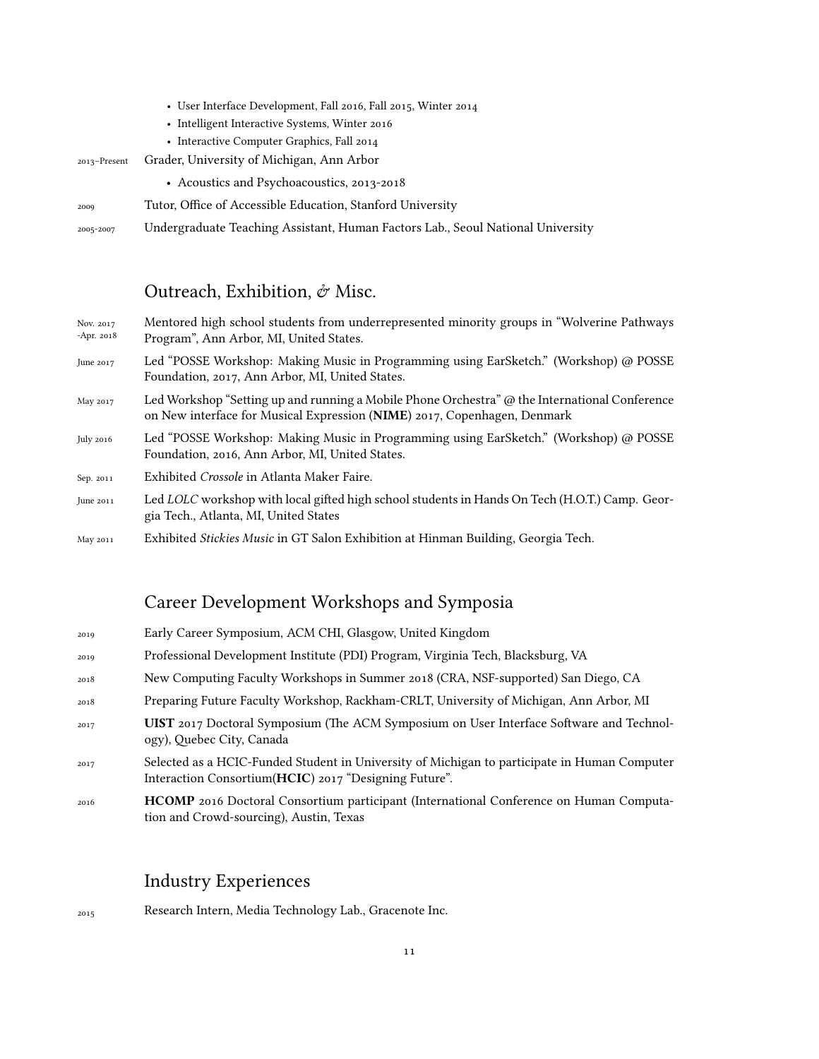- User Interface Development, Fall 2016, Fall 2015, Winter 2014
- Intelligent Interactive Systems, Winter 2016
- Interactive Computer Graphics, Fall 2014

2013–Present Grader, University of Michigan, Ann Arbor

- Acoustics and Psychoacoustics, 2013-2018

2009 Tutor, Office of Accessible Education, Stanford University

2005-2007 Undergraduate Teaching Assistant, Human Factors Lab., Seoul National University

## Outreach, Exhibition, & Misc.

Nov. 2017 -Apr. 2018 Mentored high school students from underrepresented minority groups in "Wolverine Pathways Program", Ann Arbor, MI, United States.

June 2017 Led "POSSE Workshop: Making Music in Programming using EarSketch." (Workshop) @ POSSE Foundation, 2017, Ann Arbor, MI, United States.

May 2017 Led Workshop "Setting up and running a Mobile Phone Orchestra" @ the International Conference on New interface for Musical Expression (**NIME**) 2017, Copenhagen, Denmark

July 2016 Led "POSSE Workshop: Making Music in Programming using EarSketch." (Workshop) @ POSSE Foundation, 2016, Ann Arbor, MI, United States.

Sep. 2011 Exhibited *Crossole* in Atlanta Maker Faire.

June 2011 Led *LOLC* workshop with local gifted high school students in Hands On Tech (H.O.T.) Camp. Georgia Tech., Atlanta, MI, United States

May 2011 Exhibited *Stickies Music* in GT Salon Exhibition at Hinman Building, Georgia Tech.

## Career Development Workshops and Symposia

2019 Early Career Symposium, ACM CHI, Glasgow, United Kingdom

2019 Professional Development Institute (PDI) Program, Virginia Tech, Blacksburg, VA

2018 New Computing Faculty Workshops in Summer 2018 (CRA, NSF-supported) San Diego, CA

2018 Preparing Future Faculty Workshop, Rackham-CRLT, University of Michigan, Ann Arbor, MI

2017 **UIST** 2017 Doctoral Symposium (The ACM Symposium on User Interface Software and Technology), Quebec City, Canada

2017 Selected as a HCIC-Funded Student in University of Michigan to participate in Human Computer Interaction Consortium(**HCIC**) 2017 "Designing Future".

2016 **HCOMP** 2016 Doctoral Consortium participant (International Conference on Human Computation and Crowd-sourcing), Austin, Texas

## Industry Experiences

2015 Research Intern, Media Technology Lab., Gracenote Inc.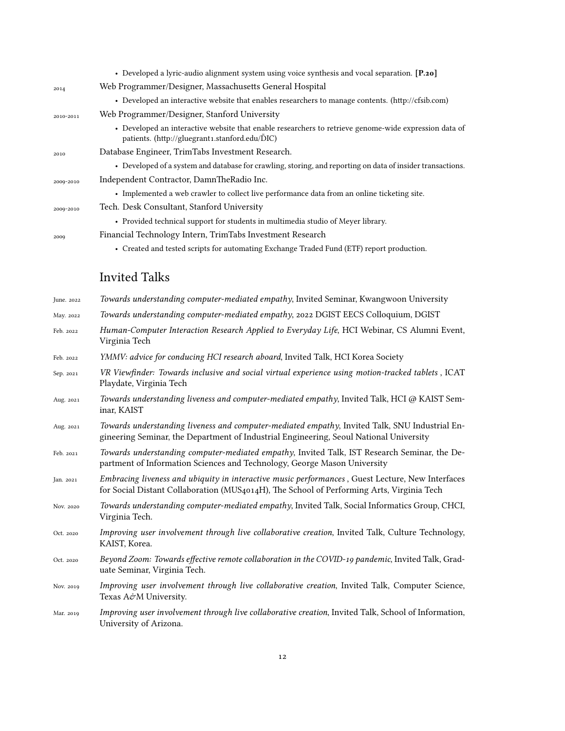- Developed a lyric-audio alignment system using voice synthesis and vocal separation. **[P.20]**

2014 Web Programmer/Designer, Massachusetts General Hospital

- Developed an interactive website that enables researchers to manage contents. (http://cfsib.com)

2010-2011 Web Programmer/Designer, Stanford University

- Developed an interactive website that enable researchers to retrieve genome-wide expression data of patients. (http://gluegrant1.stanford.edu/D̃IC)

2010 Database Engineer, TrimTabs Investment Research.

- Developed of a system and database for crawling, storing, and reporting on data of insider transactions.

2009-2010 Independent Contractor, DamnTheRadio Inc.

- Implemented a web crawler to collect live performance data from an online ticketing site.

2009-2010 Tech. Desk Consultant, Stanford University

- Provided technical support for students in multimedia studio of Meyer library.

2009 Financial Technology Intern, TrimTabs Investment Research

- Created and tested scripts for automating Exchange Traded Fund (ETF) report production.

## Invited Talks

June. 2022 *Towards understanding computer-mediated empathy*, Invited Seminar, Kwangwoon University

May. 2022 *Towards understanding computer-mediated empathy*, 2022 DGIST EECS Colloquium, DGIST

Feb. 2022 *Human-Computer Interaction Research Applied to Everyday Life*, HCI Webinar, CS Alumni Event, Virginia Tech

Feb. 2022 *YMMV: advice for conducing HCI research aboard*, Invited Talk, HCI Korea Society

Sep. 2021 *VR Viewfinder: Towards inclusive and social virtual experience using motion-tracked tablets* , ICAT Playdate, Virginia Tech

Aug. 2021 *Towards understanding liveness and computer-mediated empathy*, Invited Talk, HCI @ KAIST Seminar, KAIST

Aug. 2021 *Towards understanding liveness and computer-mediated empathy*, Invited Talk, SNU Industrial Engineering Seminar, the Department of Industrial Engineering, Seoul National University

Feb. 2021 *Towards understanding computer-mediated empathy*, Invited Talk, IST Research Seminar, the Department of Information Sciences and Technology, George Mason University

Jan. 2021 *Embracing liveness and ubiquity in interactive music performances* , Guest Lecture, New Interfaces for Social Distant Collaboration (MUS4014H), The School of Performing Arts, Virginia Tech

Nov. 2020 *Towards understanding computer-mediated empathy*, Invited Talk, Social Informatics Group, CHCI, Virginia Tech.

Oct. 2020 *Improving user involvement through live collaborative creation*, Invited Talk, Culture Technology, KAIST, Korea.

Oct. 2020 *Beyond Zoom: Towards effective remote collaboration in the COVID-19 pandemic*, Invited Talk, Graduate Seminar, Virginia Tech.

Nov. 2019 *Improving user involvement through live collaborative creation*, Invited Talk, Computer Science, Texas A&M University.

Mar. 2019 *Improving user involvement through live collaborative creation*, Invited Talk, School of Information, University of Arizona.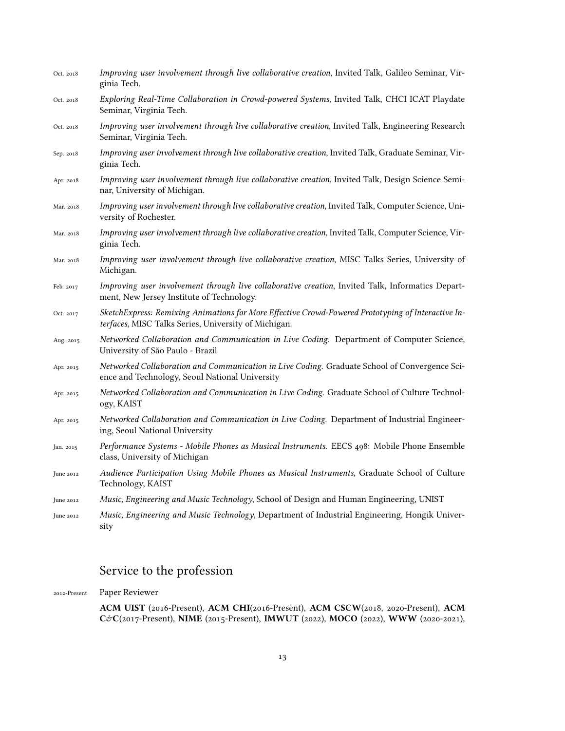Oct. 2018 *Improving user involvement through live collaborative creation*, Invited Talk, Galileo Seminar, Virginia Tech.

Oct. 2018 *Exploring Real-Time Collaboration in Crowd-powered Systems*, Invited Talk, CHCI ICAT Playdate Seminar, Virginia Tech.

Oct. 2018 *Improving user involvement through live collaborative creation*, Invited Talk, Engineering Research Seminar, Virginia Tech.

Sep. 2018 *Improving user involvement through live collaborative creation*, Invited Talk, Graduate Seminar, Virginia Tech.

Apr. 2018 *Improving user involvement through live collaborative creation*, Invited Talk, Design Science Seminar, University of Michigan.

Mar. 2018 *Improving user involvement through live collaborative creation*, Invited Talk, Computer Science, University of Rochester.

Mar. 2018 *Improving user involvement through live collaborative creation*, Invited Talk, Computer Science, Virginia Tech.

Mar. 2018 *Improving user involvement through live collaborative creation*, MISC Talks Series, University of Michigan.

Feb. 2017 *Improving user involvement through live collaborative creation*, Invited Talk, Informatics Department, New Jersey Institute of Technology.

Oct. 2017 *SketchExpress: Remixing Animations for More Effective Crowd-Powered Prototyping of Interactive Interfaces*, MISC Talks Series, University of Michigan.

Aug. 2015 *Networked Collaboration and Communication in Live Coding*. Department of Computer Science, University of São Paulo - Brazil

Apr. 2015 *Networked Collaboration and Communication in Live Coding*. Graduate School of Convergence Science and Technology, Seoul National University

Apr. 2015 *Networked Collaboration and Communication in Live Coding*. Graduate School of Culture Technology, KAIST

Apr. 2015 *Networked Collaboration and Communication in Live Coding*. Department of Industrial Engineering, Seoul National University

Jan. 2015 *Performance Systems - Mobile Phones as Musical Instruments*. EECS 498: Mobile Phone Ensemble class, University of Michigan

June 2012 *Audience Participation Using Mobile Phones as Musical Instruments*, Graduate School of Culture Technology, KAIST

June 2012 *Music, Engineering and Music Technology*, School of Design and Human Engineering, UNIST

June 2012 *Music, Engineering and Music Technology*, Department of Industrial Engineering, Hongik University

## Service to the profession

2012-Present Paper Reviewer

**ACM UIST** (2016-Present), **ACM CHI**(2016-Present), **ACM CSCW**(2018, 2020-Present), **ACM C&C**(2017-Present), **NIME** (2015-Present), **IMWUT** (2022), **MOCO** (2022), **WWW** (2020-2021),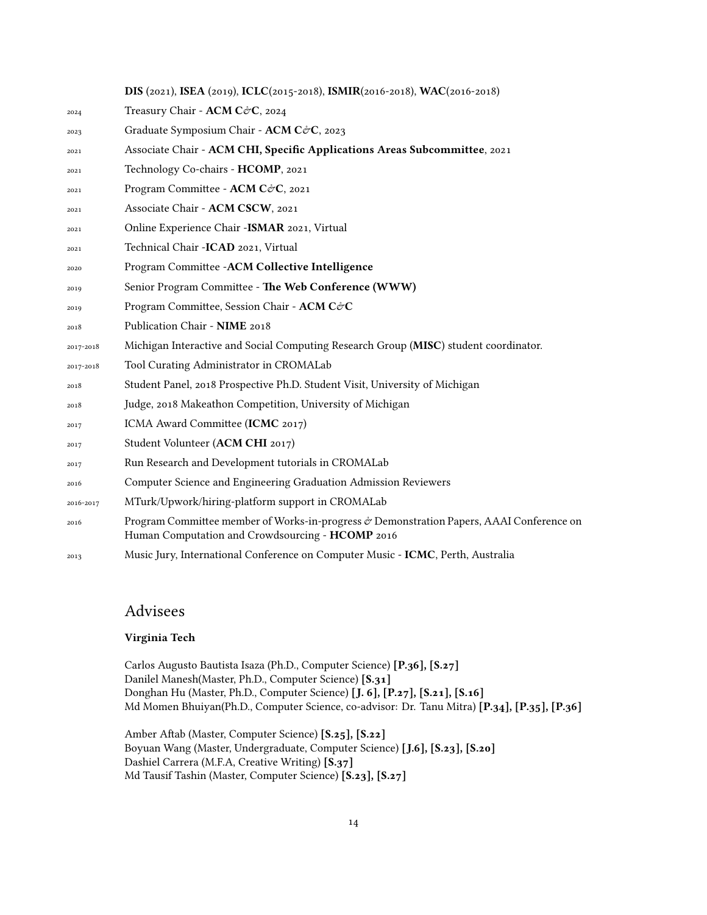**DIS** (2021), **ISEA** (2019), **ICLC**(2015-2018), **ISMIR**(2016-2018), **WAC**(2016-2018)

2024 Treasury Chair - **ACM C&C**, 2024

2023 Graduate Symposium Chair - **ACM C&C**, 2023

2021 Associate Chair - **ACM CHI, Specific Applications Areas Subcommittee**, 2021

2021 Technology Co-chairs - **HCOMP**, 2021

2021 Program Committee - **ACM C&C**, 2021

2021 Associate Chair - **ACM CSCW**, 2021

2021 Online Experience Chair -**ISMAR** 2021, Virtual

2021 Technical Chair -**ICAD** 2021, Virtual

2020 Program Committee -**ACM Collective Intelligence**

2019 Senior Program Committee - **The Web Conference (WWW)**

2019 Program Committee, Session Chair - **ACM C&C**

2018 Publication Chair - **NIME** 2018

2017-2018 Michigan Interactive and Social Computing Research Group (**MISC**) student coordinator.

2017-2018 Tool Curating Administrator in CROMALab

2018 Student Panel, 2018 Prospective Ph.D. Student Visit, University of Michigan

2018 Judge, 2018 Makeathon Competition, University of Michigan

2017 ICMA Award Committee (**ICMC** 2017)

2017 Student Volunteer (**ACM CHI** 2017)

2017 Run Research and Development tutorials in CROMALab

2016 Computer Science and Engineering Graduation Admission Reviewers

2016-2017 MTurk/Upwork/hiring-platform support in CROMALab

2016 Program Committee member of Works-in-progress & Demonstration Papers, AAAI Conference on Human Computation and Crowdsourcing - **HCOMP** 2016

2013 Music Jury, International Conference on Computer Music - **ICMC**, Perth, Australia

## Advisees

### Virginia Tech

Carlos Augusto Bautista Isaza (Ph.D., Computer Science) **[P.36], [S.27]**
Danilel Manesh(Master, Ph.D., Computer Science) **[S.31]**
Donghan Hu (Master, Ph.D., Computer Science) **[J. 6], [P.27], [S.21], [S.16]**
Md Momen Bhuiyan(Ph.D., Computer Science, co-advisor: Dr. Tanu Mitra) **[P.34], [P.35], [P.36]**

Amber Aftab (Master, Computer Science) **[S.25], [S.22]**
Boyuan Wang (Master, Undergraduate, Computer Science) **[J.6], [S.23], [S.20]**
Dashiel Carrera (M.F.A, Creative Writing) **[S.37]**
Md Tausif Tashin (Master, Computer Science) **[S.23], [S.27]**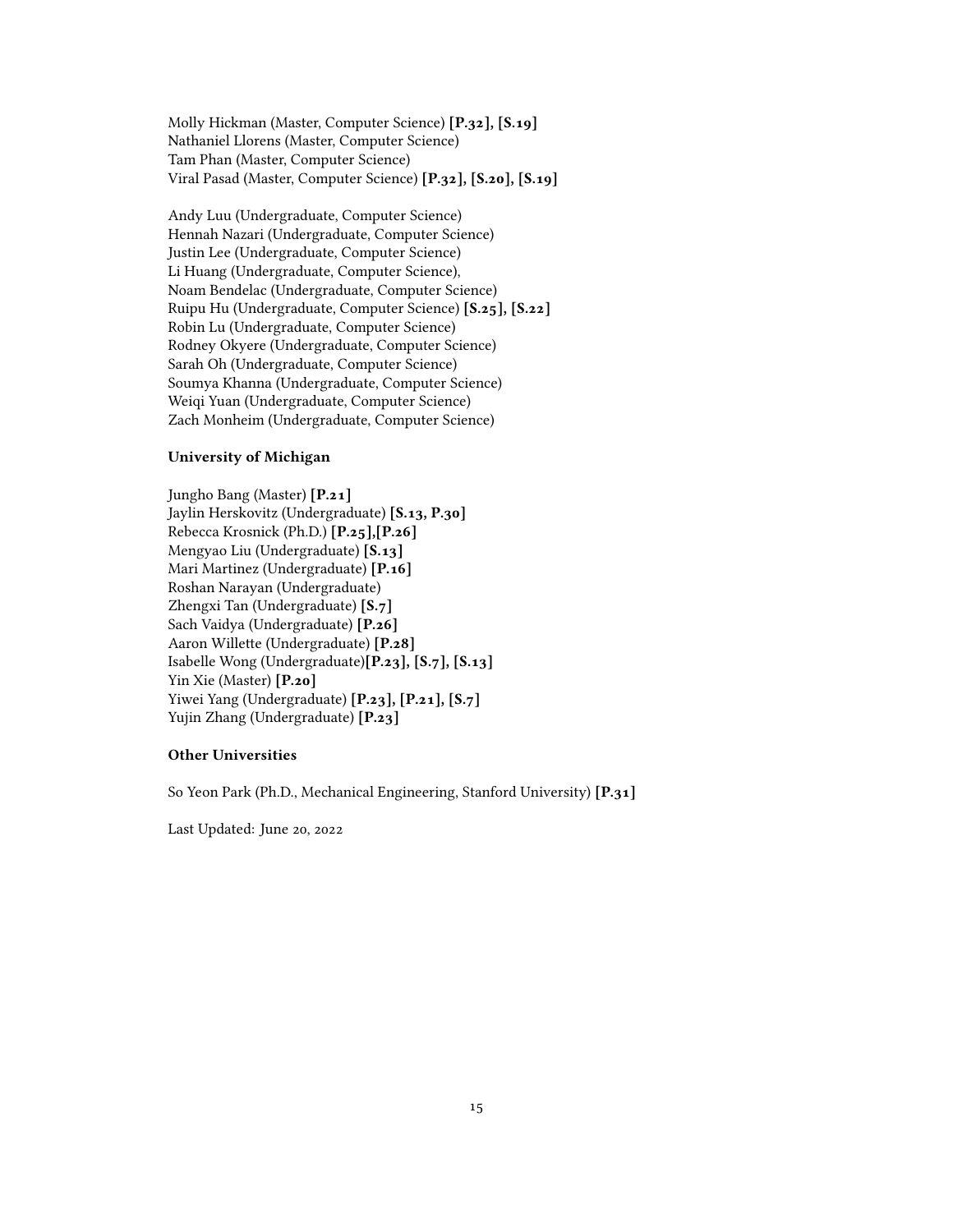Molly Hickman (Master, Computer Science) **[P.32], [S.19]**
Nathaniel Llorens (Master, Computer Science)
Tam Phan (Master, Computer Science)
Viral Pasad (Master, Computer Science) **[P.32], [S.20], [S.19]**

Andy Luu (Undergraduate, Computer Science)
Hennah Nazari (Undergraduate, Computer Science)
Justin Lee (Undergraduate, Computer Science)
Li Huang (Undergraduate, Computer Science),
Noam Bendelac (Undergraduate, Computer Science)
Ruipu Hu (Undergraduate, Computer Science) **[S.25], [S.22]**
Robin Lu (Undergraduate, Computer Science)
Rodney Okyere (Undergraduate, Computer Science)
Sarah Oh (Undergraduate, Computer Science)
Soumya Khanna (Undergraduate, Computer Science)
Weiqi Yuan (Undergraduate, Computer Science)
Zach Monheim (Undergraduate, Computer Science)

### University of Michigan

Jungho Bang (Master) **[P.21]**
Jaylin Herskovitz (Undergraduate) **[S.13, P.30]**
Rebecca Krosnick (Ph.D.) **[P.25],[P.26]**
Mengyao Liu (Undergraduate) **[S.13]**
Mari Martinez (Undergraduate) **[P.16]**
Roshan Narayan (Undergraduate)
Zhengxi Tan (Undergraduate) **[S.7]**
Sach Vaidya (Undergraduate) **[P.26]**
Aaron Willette (Undergraduate) **[P.28]**
Isabelle Wong (Undergraduate)**[P.23], [S.7], [S.13]**
Yin Xie (Master) **[P.20]**
Yiwei Yang (Undergraduate) **[P.23], [P.21], [S.7]**
Yujin Zhang (Undergraduate) **[P.23]**

### Other Universities

So Yeon Park (Ph.D., Mechanical Engineering, Stanford University) **[P.31]**

Last Updated: June 20, 2022